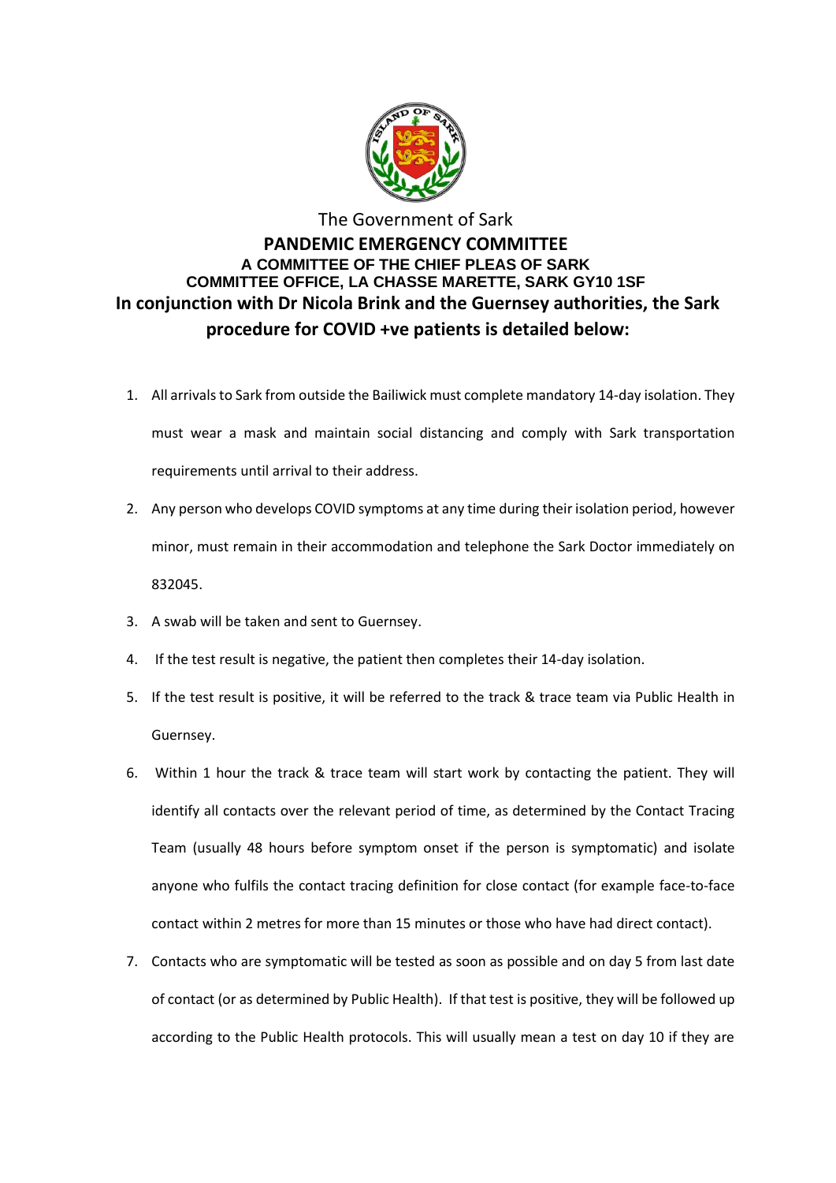The Government of Sark

# PANDEMIC EMERGENCY COMMITTEE

**A COMMITTEE OF THE CHIEF PLEAS OF SARK**

**COMMITTEE OFFICE, LA CHASSE MARETTE, SARK GY10 1SF**

## In conjunction with Dr Nicola Brink and the Guernsey authorities, the Sark procedure for COVID +ve patients is detailed below:

1. All arrivals to Sark from outside the Bailiwick must complete mandatory 14-day isolation. They must wear a mask and maintain social distancing and comply with Sark transportation requirements until arrival to their address.
2. Any person who develops COVID symptoms at any time during their isolation period, however minor, must remain in their accommodation and telephone the Sark Doctor immediately on 832045.
3. A swab will be taken and sent to Guernsey.
4. If the test result is negative, the patient then completes their 14-day isolation.
5. If the test result is positive, it will be referred to the track & trace team via Public Health in Guernsey.
6. Within 1 hour the track & trace team will start work by contacting the patient. They will identify all contacts over the relevant period of time, as determined by the Contact Tracing Team (usually 48 hours before symptom onset if the person is symptomatic) and isolate anyone who fulfils the contact tracing definition for close contact (for example face-to-face contact within 2 metres for more than 15 minutes or those who have had direct contact).
7. Contacts who are symptomatic will be tested as soon as possible and on day 5 from last date of contact (or as determined by Public Health). If that test is positive, they will be followed up according to the Public Health protocols. This will usually mean a test on day 10 if they are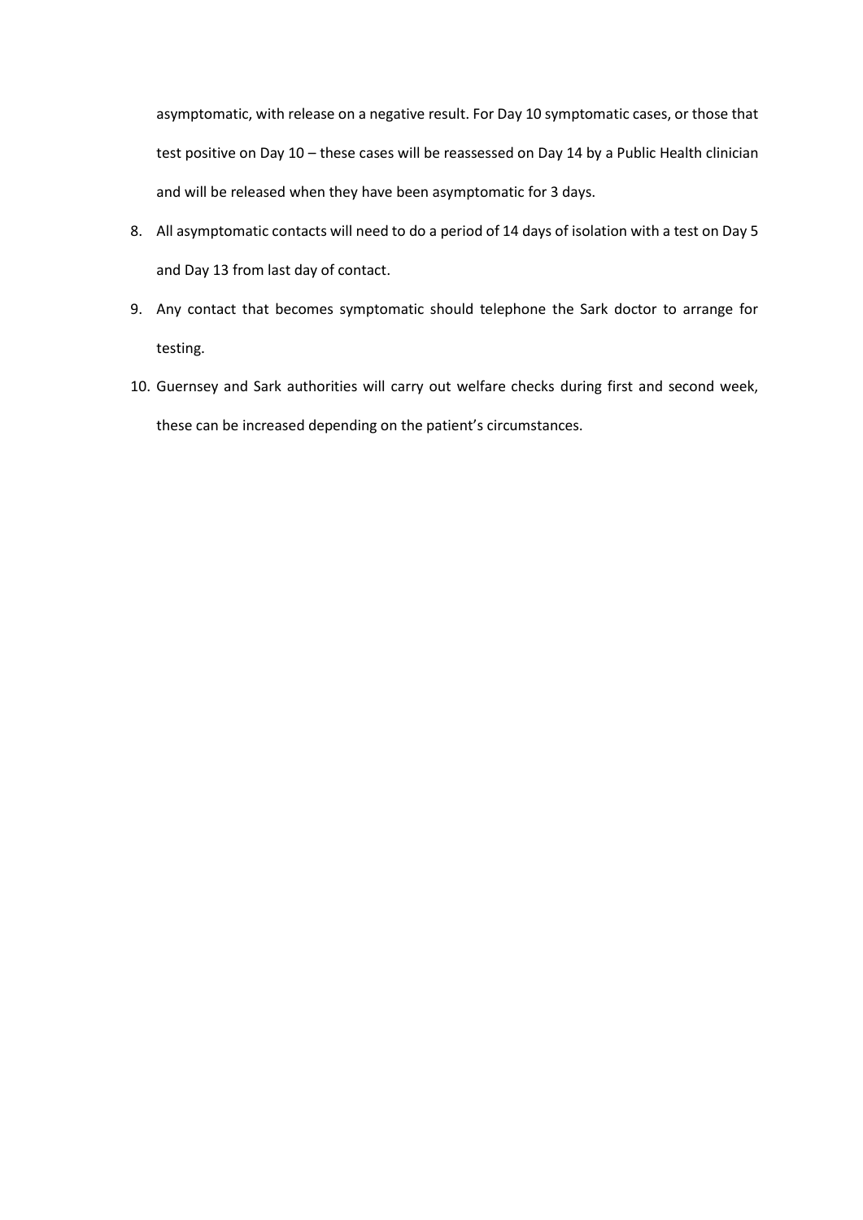asymptomatic, with release on a negative result. For Day 10 symptomatic cases, or those that test positive on Day 10 – these cases will be reassessed on Day 14 by a Public Health clinician and will be released when they have been asymptomatic for 3 days.

8. All asymptomatic contacts will need to do a period of 14 days of isolation with a test on Day 5 and Day 13 from last day of contact.
9. Any contact that becomes symptomatic should telephone the Sark doctor to arrange for testing.
10. Guernsey and Sark authorities will carry out welfare checks during first and second week, these can be increased depending on the patient's circumstances.